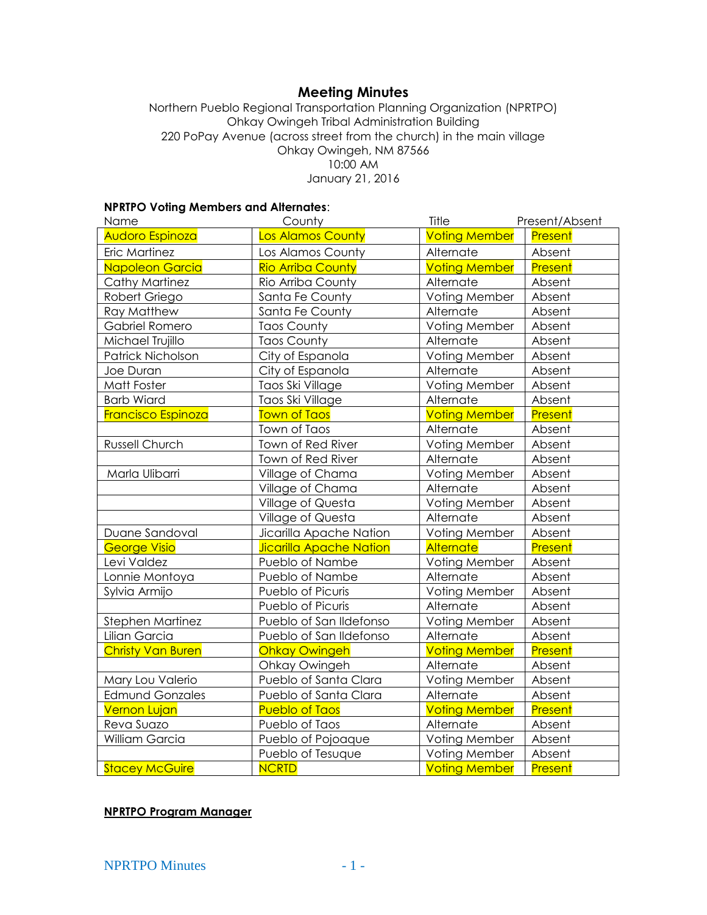# Meeting Minutes

Northern Pueblo Regional Transportation Planning Organization (NPRTPO)
Ohkay Owingeh Tribal Administration Building
220 PoPay Avenue (across street from the church) in the main village
Ohkay Owingeh, NM 87566
10:00 AM
January 21, 2016

**NPRTPO Voting Members and Alternates**:

| Name | County | Title | Present/Absent |
|---|---|---|---|
| Audoro Espinoza | Los Alamos County | Voting Member | Present |
| Eric Martinez | Los Alamos County | Alternate | Absent |
| Napoleon Garcia | Rio Arriba County | Voting Member | Present |
| Cathy Martinez | Rio Arriba County | Alternate | Absent |
| Robert Griego | Santa Fe County | Voting Member | Absent |
| Ray Matthew | Santa Fe County | Alternate | Absent |
| Gabriel Romero | Taos County | Voting Member | Absent |
| Michael Trujillo | Taos County | Alternate | Absent |
| Patrick Nicholson | City of Espanola | Voting Member | Absent |
| Joe Duran | City of Espanola | Alternate | Absent |
| Matt Foster | Taos Ski Village | Voting Member | Absent |
| Barb Wiard | Taos Ski Village | Alternate | Absent |
| Francisco Espinoza | Town of Taos | Voting Member | Present |
| | Town of Taos | Alternate | Absent |
| Russell Church | Town of Red River | Voting Member | Absent |
| | Town of Red River | Alternate | Absent |
| Marla Ulibarri | Village of Chama | Voting Member | Absent |
| | Village of Chama | Alternate | Absent |
| | Village of Questa | Voting Member | Absent |
| | Village of Questa | Alternate | Absent |
| Duane Sandoval | Jicarilla Apache Nation | Voting Member | Absent |
| George Visio | Jicarilla Apache Nation | Alternate | Present |
| Levi Valdez | Pueblo of Nambe | Voting Member | Absent |
| Lonnie Montoya | Pueblo of Nambe | Alternate | Absent |
| Sylvia Armijo | Pueblo of Picuris | Voting Member | Absent |
| | Pueblo of Picuris | Alternate | Absent |
| Stephen Martinez | Pueblo of San Ildefonso | Voting Member | Absent |
| Lilian Garcia | Pueblo of San Ildefonso | Alternate | Absent |
| Christy Van Buren | Ohkay Owingeh | Voting Member | Present |
| | Ohkay Owingeh | Alternate | Absent |
| Mary Lou Valerio | Pueblo of Santa Clara | Voting Member | Absent |
| Edmund Gonzales | Pueblo of Santa Clara | Alternate | Absent |
| Vernon Lujan | Pueblo of Taos | Voting Member | Present |
| Reva Suazo | Pueblo of Taos | Alternate | Absent |
| William Garcia | Pueblo of Pojoaque | Voting Member | Absent |
| | Pueblo of Tesuque | Voting Member | Absent |
| Stacey McGuire | NCRTD | Voting Member | Present |

**NPRTPO Program Manager**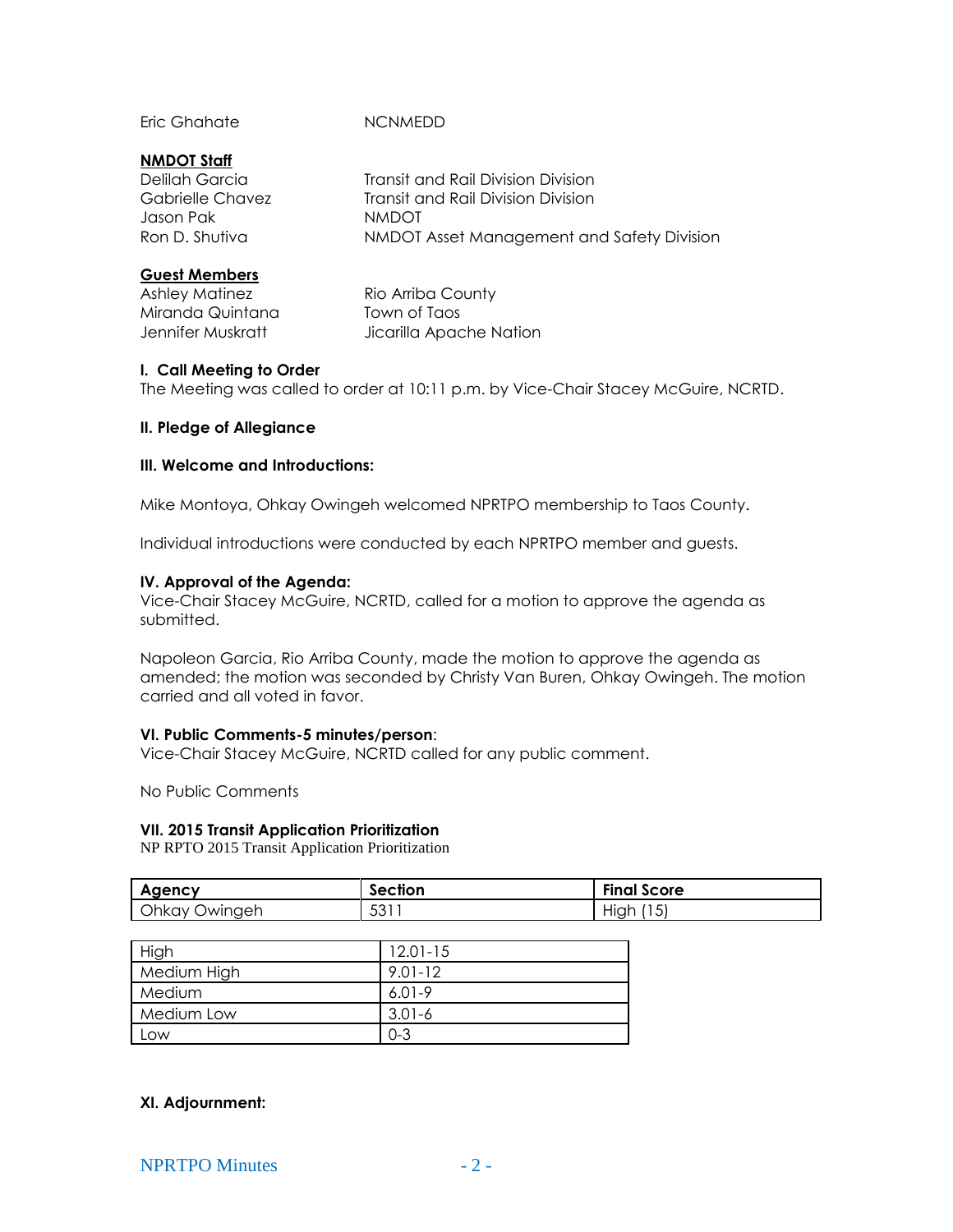| | |
|---|---|
| Eric Ghahate | NCNMEDD |

**NMDOT Staff**

| | |
|---|---|
| Delilah Garcia | Transit and Rail Division Division |
| Gabrielle Chavez | Transit and Rail Division Division |
| Jason Pak | NMDOT |
| Ron D. Shutiva | NMDOT Asset Management and Safety Division |

**Guest Members**

| | |
|---|---|
| Ashley Matinez | Rio Arriba County |
| Miranda Quintana | Town of Taos |
| Jennifer Muskratt | Jicarilla Apache Nation |

### I. Call Meeting to Order

The Meeting was called to order at 10:11 p.m. by Vice-Chair Stacey McGuire, NCRTD.

### II. Pledge of Allegiance

### III. Welcome and Introductions:

Mike Montoya, Ohkay Owingeh welcomed NPRTPO membership to Taos County.

Individual introductions were conducted by each NPRTPO member and guests.

### IV. Approval of the Agenda:

Vice-Chair Stacey McGuire, NCRTD, called for a motion to approve the agenda as submitted.

Napoleon Garcia, Rio Arriba County, made the motion to approve the agenda as amended; the motion was seconded by Christy Van Buren, Ohkay Owingeh. The motion carried and all voted in favor.

### VI. Public Comments-5 minutes/person:

Vice-Chair Stacey McGuire, NCRTD called for any public comment.

No Public Comments

### VII. 2015 Transit Application Prioritization

NP RPTO 2015 Transit Application Prioritization

| Agency | Section | Final Score |
|---|---|---|
| Ohkay Owingeh | 5311 | High (15) |

| | |
|---|---|
| High | 12.01-15 |
| Medium High | 9.01-12 |
| Medium | 6.01-9 |
| Medium Low | 3.01-6 |
| Low | 0-3 |

### XI. Adjournment: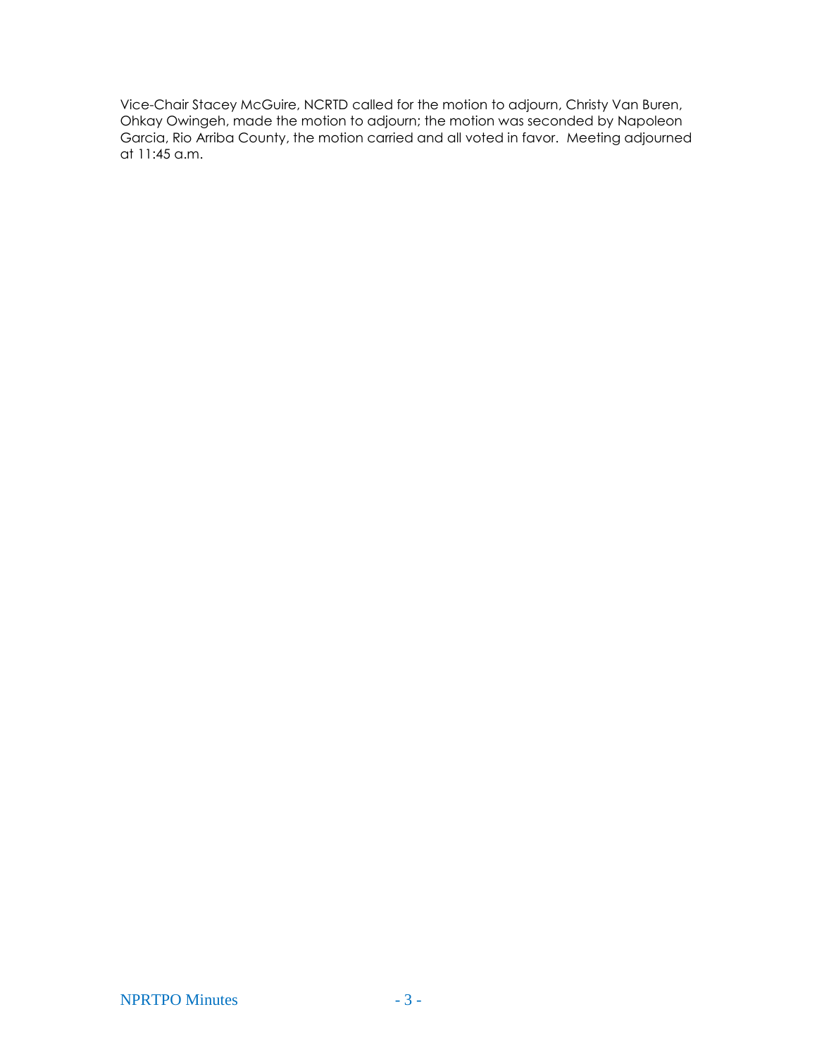Vice-Chair Stacey McGuire, NCRTD called for the motion to adjourn, Christy Van Buren, Ohkay Owingeh, made the motion to adjourn; the motion was seconded by Napoleon Garcia, Rio Arriba County, the motion carried and all voted in favor. Meeting adjourned at 11:45 a.m.